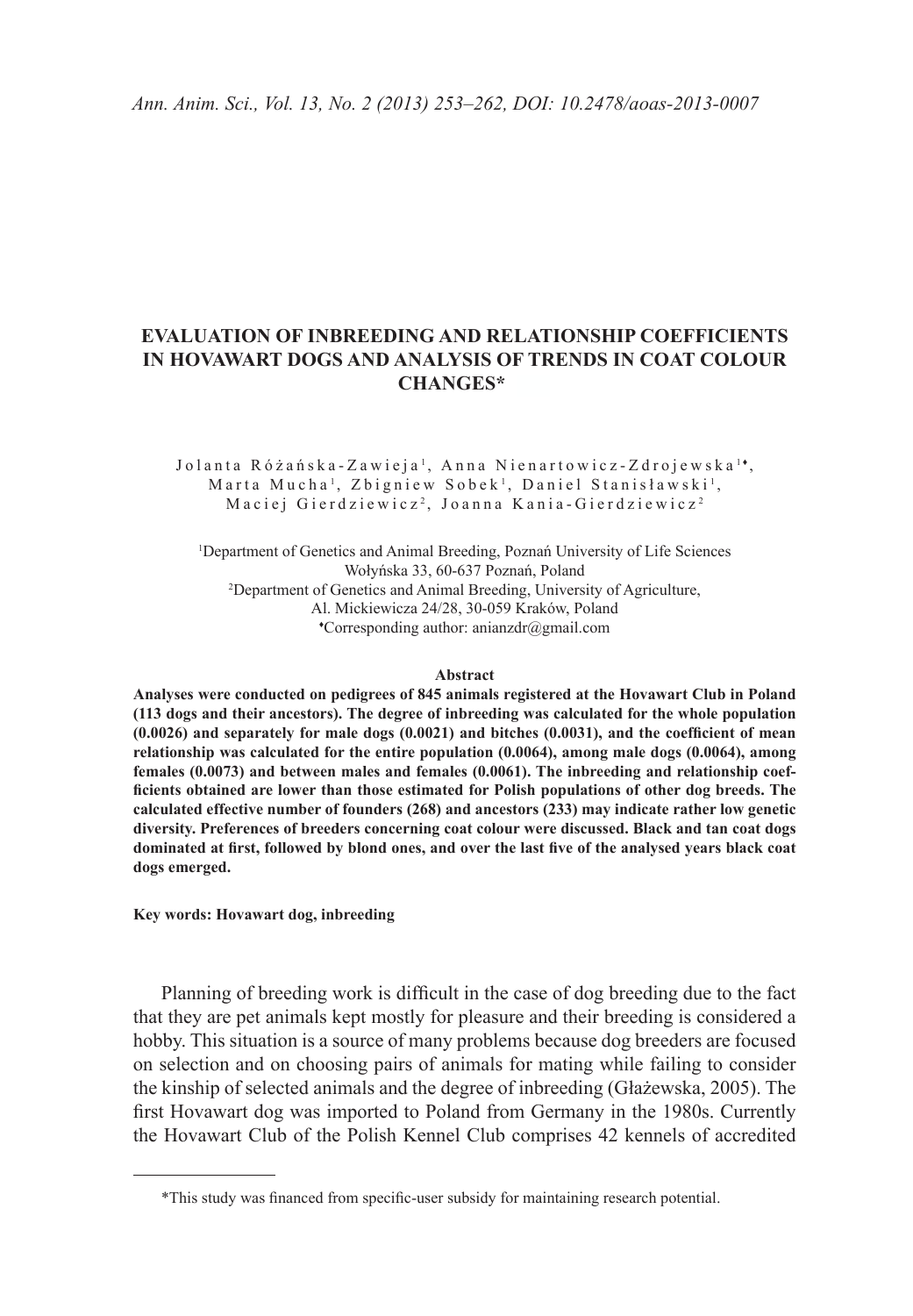# EVALUATION OF INBREEDING AND RELATIONSHIP COEFFICIENTS IN HOVAWART DOGS AND ANALYSIS OF TRENDS IN COAT COLOUR CHANGES*

Jolanta Różańska-Zawieja[1], Anna Nienartowicz-Zdrojewska[1♦], Marta Mucha[1], Zbigniew Sobek[1], Daniel Stanisławski[1], Maciej Gierdziewicz[2], Joanna Kania-Gierdziewicz[2]

[1]Department of Genetics and Animal Breeding, Poznań University of Life Sciences Wołyńska 33, 60-637 Poznań, Poland
[2]Department of Genetics and Animal Breeding, University of Agriculture, Al. Mickiewicza 24/28, 30-059 Kraków, Poland
♦Corresponding author: anianzdr@gmail.com

### Abstract

**Analyses were conducted on pedigrees of 845 animals registered at the Hovawart Club in Poland (113 dogs and their ancestors). The degree of inbreeding was calculated for the whole population (0.0026) and separately for male dogs (0.0021) and bitches (0.0031), and the coefficient of mean relationship was calculated for the entire population (0.0064), among male dogs (0.0064), among females (0.0073) and between males and females (0.0061). The inbreeding and relationship coefficients obtained are lower than those estimated for Polish populations of other dog breeds. The calculated effective number of founders (268) and ancestors (233) may indicate rather low genetic diversity. Preferences of breeders concerning coat colour were discussed. Black and tan coat dogs dominated at first, followed by blond ones, and over the last five of the analysed years black coat dogs emerged.**

**Key words: Hovawart dog, inbreeding**

Planning of breeding work is difficult in the case of dog breeding due to the fact that they are pet animals kept mostly for pleasure and their breeding is considered a hobby. This situation is a source of many problems because dog breeders are focused on selection and on choosing pairs of animals for mating while failing to consider the kinship of selected animals and the degree of inbreeding (Głażewska, 2005). The first Hovawart dog was imported to Poland from Germany in the 1980s. Currently the Hovawart Club of the Polish Kennel Club comprises 42 kennels of accredited

---

*This study was financed from specific-user subsidy for maintaining research potential.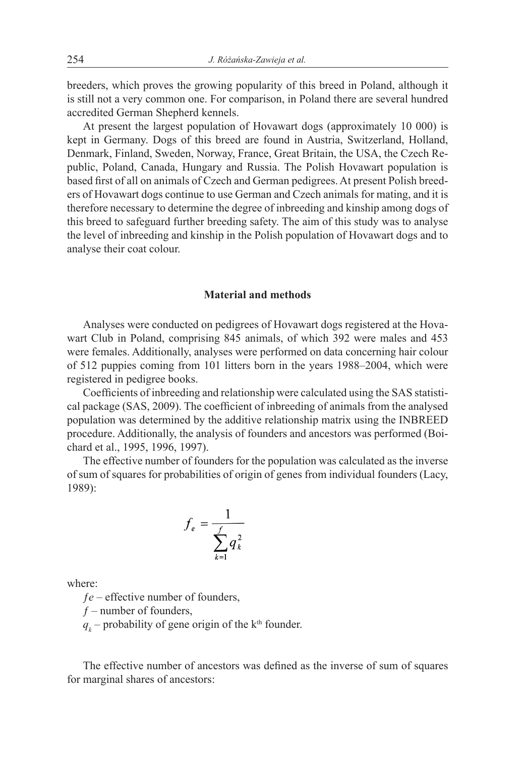breeders, which proves the growing popularity of this breed in Poland, although it is still not a very common one. For comparison, in Poland there are several hundred accredited German Shepherd kennels.

At present the largest population of Hovawart dogs (approximately 10 000) is kept in Germany. Dogs of this breed are found in Austria, Switzerland, Holland, Denmark, Finland, Sweden, Norway, France, Great Britain, the USA, the Czech Republic, Poland, Canada, Hungary and Russia. The Polish Hovawart population is based first of all on animals of Czech and German pedigrees. At present Polish breeders of Hovawart dogs continue to use German and Czech animals for mating, and it is therefore necessary to determine the degree of inbreeding and kinship among dogs of this breed to safeguard further breeding safety. The aim of this study was to analyse the level of inbreeding and kinship in the Polish population of Hovawart dogs and to analyse their coat colour.

## Material and methods

Analyses were conducted on pedigrees of Hovawart dogs registered at the Hovawart Club in Poland, comprising 845 animals, of which 392 were males and 453 were females. Additionally, analyses were performed on data concerning hair colour of 512 puppies coming from 101 litters born in the years 1988–2004, which were registered in pedigree books.

Coefficients of inbreeding and relationship were calculated using the SAS statistical package (SAS, 2009). The coefficient of inbreeding of animals from the analysed population was determined by the additive relationship matrix using the INBREED procedure. Additionally, the analysis of founders and ancestors was performed (Boichard et al., 1995, 1996, 1997).

The effective number of founders for the population was calculated as the inverse of sum of squares for probabilities of origin of genes from individual founders (Lacy, 1989):

$$f_e = \frac{1}{\sum_{k=1}^{f} q_k^2}$$

where:

$fe$ – effective number of founders,

$f$ – number of founders,

$q_k$ – probability of gene origin of the k[th] founder.

The effective number of ancestors was defined as the inverse of sum of squares for marginal shares of ancestors: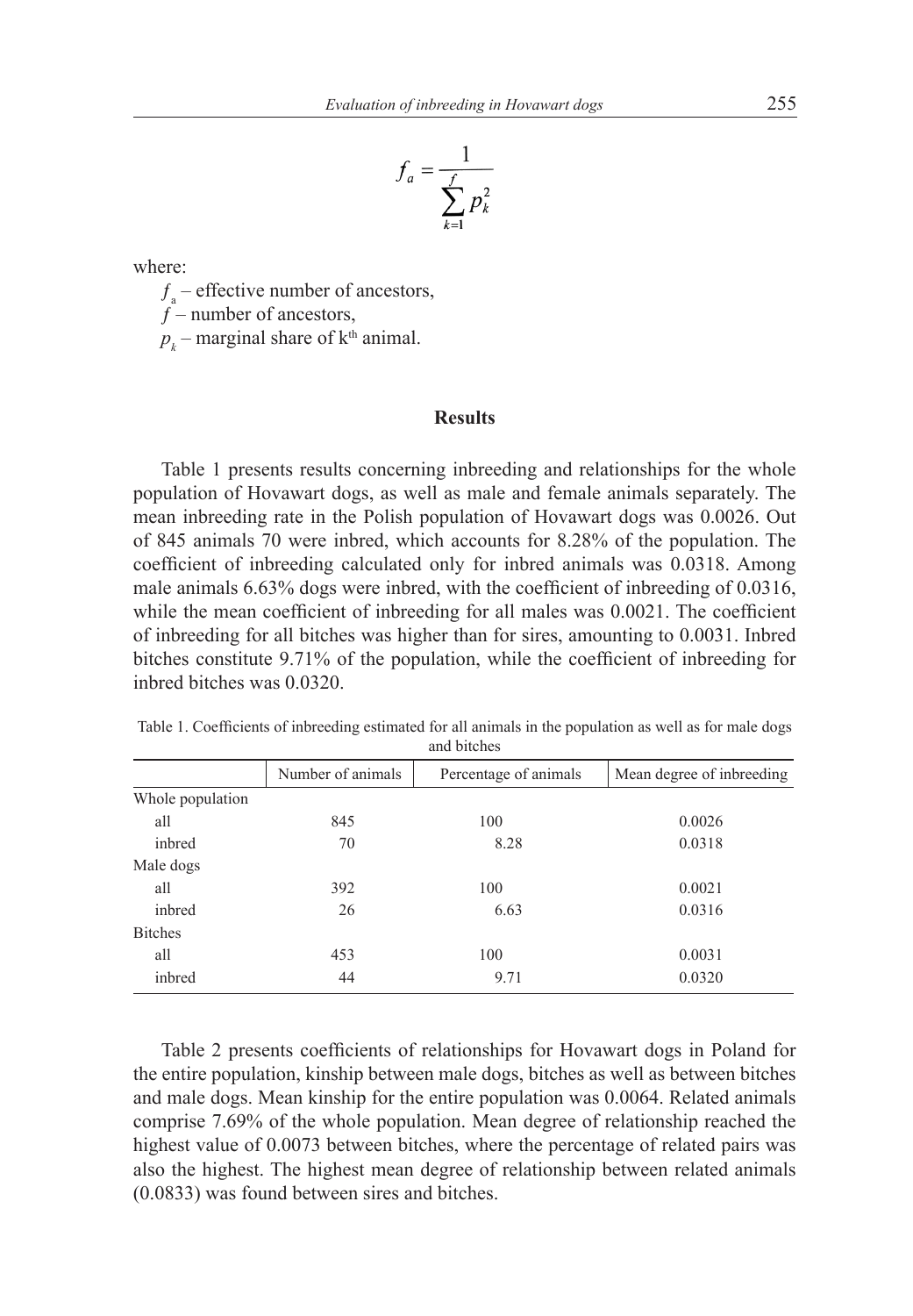$$f_a = \frac{1}{\sum_{k=1}^{f} p_k^2}$$

where:

$f_a$ – effective number of ancestors,

$f$ – number of ancestors,

$p_k$ – marginal share of k[th] animal.

## Results

Table 1 presents results concerning inbreeding and relationships for the whole population of Hovawart dogs, as well as male and female animals separately. The mean inbreeding rate in the Polish population of Hovawart dogs was 0.0026. Out of 845 animals 70 were inbred, which accounts for 8.28% of the population. The coefficient of inbreeding calculated only for inbred animals was 0.0318. Among male animals 6.63% dogs were inbred, with the coefficient of inbreeding of 0.0316, while the mean coefficient of inbreeding for all males was 0.0021. The coefficient of inbreeding for all bitches was higher than for sires, amounting to 0.0031. Inbred bitches constitute 9.71% of the population, while the coefficient of inbreeding for inbred bitches was 0.0320.

Table 1. Coefficients of inbreeding estimated for all animals in the population as well as for male dogs and bitches

| | Number of animals | Percentage of animals | Mean degree of inbreeding |
|---|---|---|---|
| Whole population | | | |
| all | 845 | 100 | 0.0026 |
| inbred | 70 | 8.28 | 0.0318 |
| Male dogs | | | |
| all | 392 | 100 | 0.0021 |
| inbred | 26 | 6.63 | 0.0316 |
| Bitches | | | |
| all | 453 | 100 | 0.0031 |
| inbred | 44 | 9.71 | 0.0320 |

Table 2 presents coefficients of relationships for Hovawart dogs in Poland for the entire population, kinship between male dogs, bitches as well as between bitches and male dogs. Mean kinship for the entire population was 0.0064. Related animals comprise 7.69% of the whole population. Mean degree of relationship reached the highest value of 0.0073 between bitches, where the percentage of related pairs was also the highest. The highest mean degree of relationship between related animals (0.0833) was found between sires and bitches.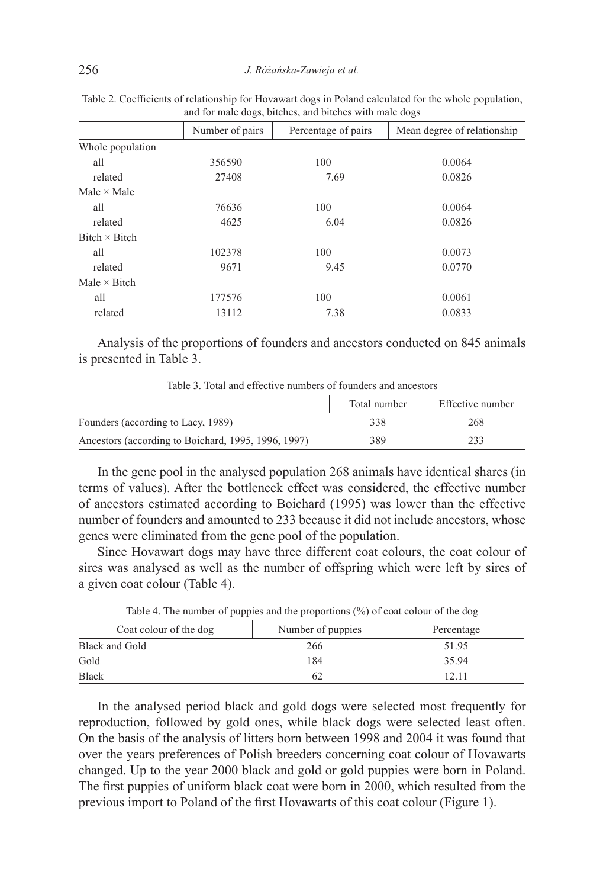Table 2. Coefficients of relationship for Hovawart dogs in Poland calculated for the whole population, and for male dogs, bitches, and bitches with male dogs

| | Number of pairs | Percentage of pairs | Mean degree of relationship |
|---|---|---|---|
| Whole population | | | |
| all | 356590 | 100 | 0.0064 |
| related | 27408 | 7.69 | 0.0826 |
| Male × Male | | | |
| all | 76636 | 100 | 0.0064 |
| related | 4625 | 6.04 | 0.0826 |
| Bitch × Bitch | | | |
| all | 102378 | 100 | 0.0073 |
| related | 9671 | 9.45 | 0.0770 |
| Male × Bitch | | | |
| all | 177576 | 100 | 0.0061 |
| related | 13112 | 7.38 | 0.0833 |

Analysis of the proportions of founders and ancestors conducted on 845 animals is presented in Table 3.

Table 3. Total and effective numbers of founders and ancestors

| | Total number | Effective number |
|---|---|---|
| Founders (according to Lacy, 1989) | 338 | 268 |
| Ancestors (according to Boichard, 1995, 1996, 1997) | 389 | 233 |

In the gene pool in the analysed population 268 animals have identical shares (in terms of values). After the bottleneck effect was considered, the effective number of ancestors estimated according to Boichard (1995) was lower than the effective number of founders and amounted to 233 because it did not include ancestors, whose genes were eliminated from the gene pool of the population.

Since Hovawart dogs may have three different coat colours, the coat colour of sires was analysed as well as the number of offspring which were left by sires of a given coat colour (Table 4).

Table 4. The number of puppies and the proportions (%) of coat colour of the dog

| Coat colour of the dog | Number of puppies | Percentage |
|---|---|---|
| Black and Gold | 266 | 51.95 |
| Gold | 184 | 35.94 |
| Black | 62 | 12.11 |

In the analysed period black and gold dogs were selected most frequently for reproduction, followed by gold ones, while black dogs were selected least often. On the basis of the analysis of litters born between 1998 and 2004 it was found that over the years preferences of Polish breeders concerning coat colour of Hovawarts changed. Up to the year 2000 black and gold or gold puppies were born in Poland. The first puppies of uniform black coat were born in 2000, which resulted from the previous import to Poland of the first Hovawarts of this coat colour (Figure 1).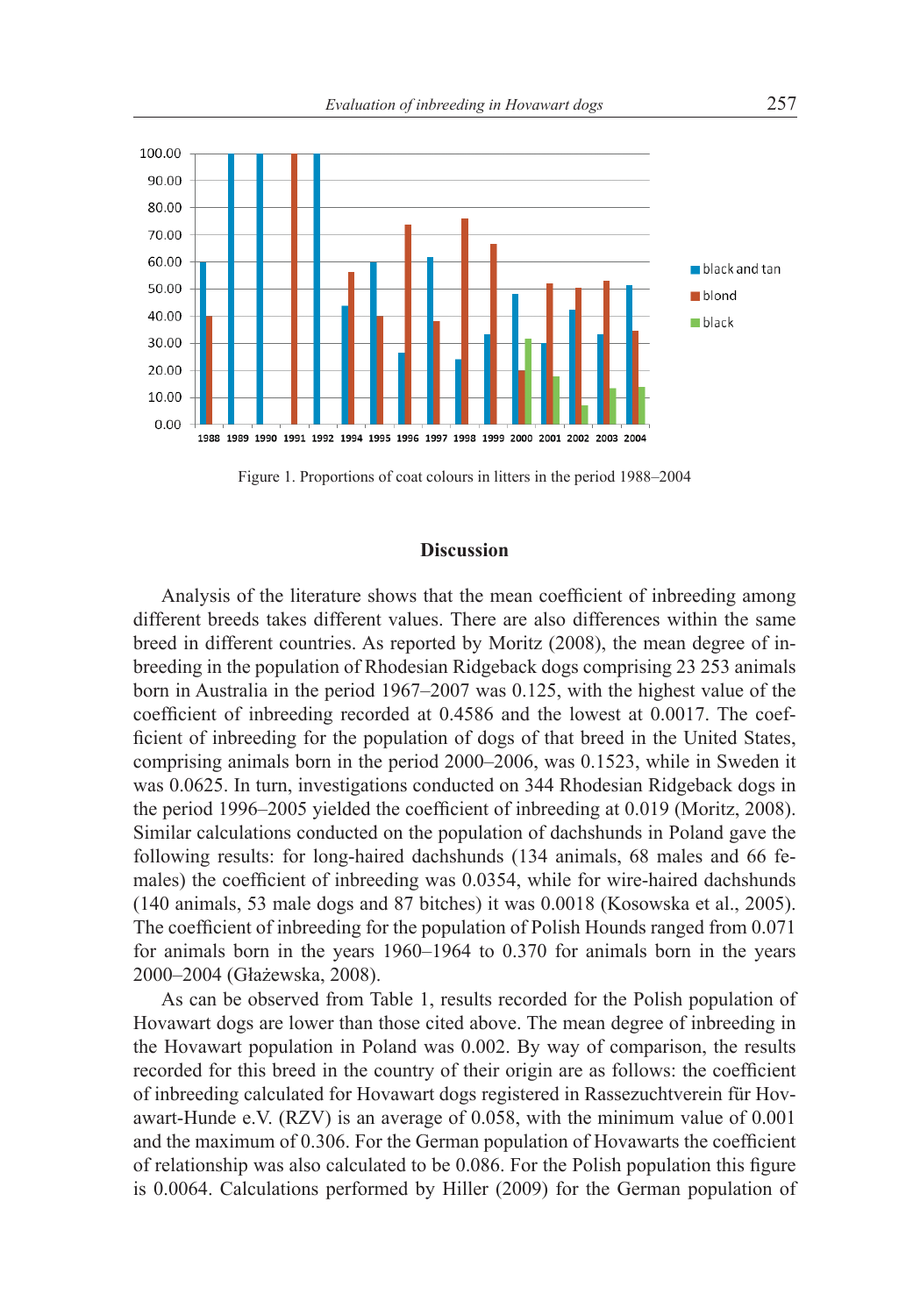Figure 1. Proportions of coat colours in litters in the period 1988–2004

## Discussion

Analysis of the literature shows that the mean coefficient of inbreeding among different breeds takes different values. There are also differences within the same breed in different countries. As reported by Moritz (2008), the mean degree of inbreeding in the population of Rhodesian Ridgeback dogs comprising 23 253 animals born in Australia in the period 1967–2007 was 0.125, with the highest value of the coefficient of inbreeding recorded at 0.4586 and the lowest at 0.0017. The coefficient of inbreeding for the population of dogs of that breed in the United States, comprising animals born in the period 2000–2006, was 0.1523, while in Sweden it was 0.0625. In turn, investigations conducted on 344 Rhodesian Ridgeback dogs in the period 1996–2005 yielded the coefficient of inbreeding at 0.019 (Moritz, 2008). Similar calculations conducted on the population of dachshunds in Poland gave the following results: for long-haired dachshunds (134 animals, 68 males and 66 females) the coefficient of inbreeding was 0.0354, while for wire-haired dachshunds (140 animals, 53 male dogs and 87 bitches) it was 0.0018 (Kosowska et al., 2005). The coefficient of inbreeding for the population of Polish Hounds ranged from 0.071 for animals born in the years 1960–1964 to 0.370 for animals born in the years 2000–2004 (Głażewska, 2008).

As can be observed from Table 1, results recorded for the Polish population of Hovawart dogs are lower than those cited above. The mean degree of inbreeding in the Hovawart population in Poland was 0.002. By way of comparison, the results recorded for this breed in the country of their origin are as follows: the coefficient of inbreeding calculated for Hovawart dogs registered in Rassezuchtverein für Hovawart-Hunde e.V. (RZV) is an average of 0.058, with the minimum value of 0.001 and the maximum of 0.306. For the German population of Hovawarts the coefficient of relationship was also calculated to be 0.086. For the Polish population this figure is 0.0064. Calculations performed by Hiller (2009) for the German population of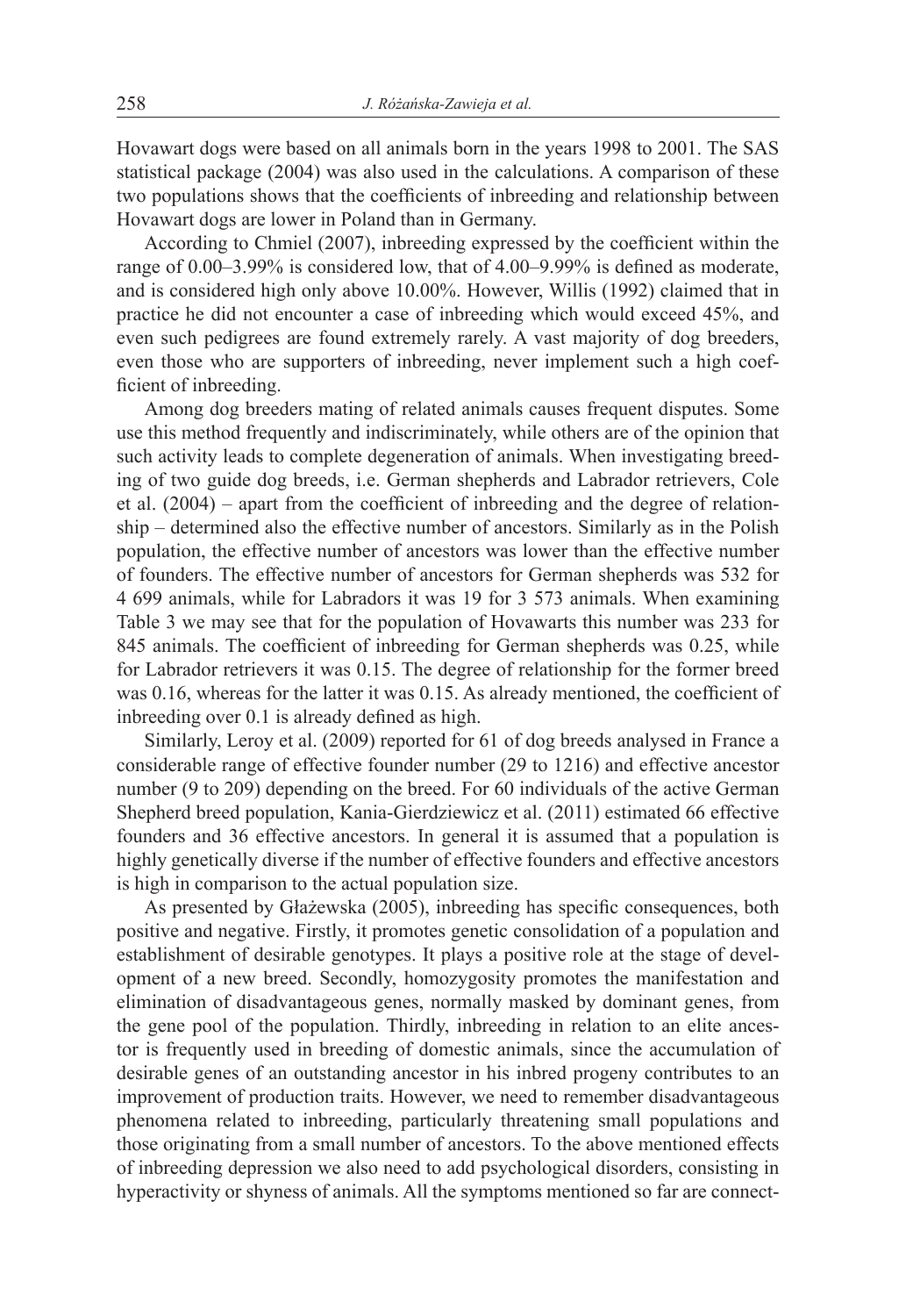Hovawart dogs were based on all animals born in the years 1998 to 2001. The SAS statistical package (2004) was also used in the calculations. A comparison of these two populations shows that the coefficients of inbreeding and relationship between Hovawart dogs are lower in Poland than in Germany.

According to Chmiel (2007), inbreeding expressed by the coefficient within the range of 0.00–3.99% is considered low, that of 4.00–9.99% is defined as moderate, and is considered high only above 10.00%. However, Willis (1992) claimed that in practice he did not encounter a case of inbreeding which would exceed 45%, and even such pedigrees are found extremely rarely. A vast majority of dog breeders, even those who are supporters of inbreeding, never implement such a high coefficient of inbreeding.

Among dog breeders mating of related animals causes frequent disputes. Some use this method frequently and indiscriminately, while others are of the opinion that such activity leads to complete degeneration of animals. When investigating breeding of two guide dog breeds, i.e. German shepherds and Labrador retrievers, Cole et al. (2004) – apart from the coefficient of inbreeding and the degree of relationship – determined also the effective number of ancestors. Similarly as in the Polish population, the effective number of ancestors was lower than the effective number of founders. The effective number of ancestors for German shepherds was 532 for 4 699 animals, while for Labradors it was 19 for 3 573 animals. When examining Table 3 we may see that for the population of Hovawarts this number was 233 for 845 animals. The coefficient of inbreeding for German shepherds was 0.25, while for Labrador retrievers it was 0.15. The degree of relationship for the former breed was 0.16, whereas for the latter it was 0.15. As already mentioned, the coefficient of inbreeding over 0.1 is already defined as high.

Similarly, Leroy et al. (2009) reported for 61 of dog breeds analysed in France a considerable range of effective founder number (29 to 1216) and effective ancestor number (9 to 209) depending on the breed. For 60 individuals of the active German Shepherd breed population, Kania-Gierdziewicz et al. (2011) estimated 66 effective founders and 36 effective ancestors. In general it is assumed that a population is highly genetically diverse if the number of effective founders and effective ancestors is high in comparison to the actual population size.

As presented by Głażewska (2005), inbreeding has specific consequences, both positive and negative. Firstly, it promotes genetic consolidation of a population and establishment of desirable genotypes. It plays a positive role at the stage of development of a new breed. Secondly, homozygosity promotes the manifestation and elimination of disadvantageous genes, normally masked by dominant genes, from the gene pool of the population. Thirdly, inbreeding in relation to an elite ancestor is frequently used in breeding of domestic animals, since the accumulation of desirable genes of an outstanding ancestor in his inbred progeny contributes to an improvement of production traits. However, we need to remember disadvantageous phenomena related to inbreeding, particularly threatening small populations and those originating from a small number of ancestors. To the above mentioned effects of inbreeding depression we also need to add psychological disorders, consisting in hyperactivity or shyness of animals. All the symptoms mentioned so far are connect-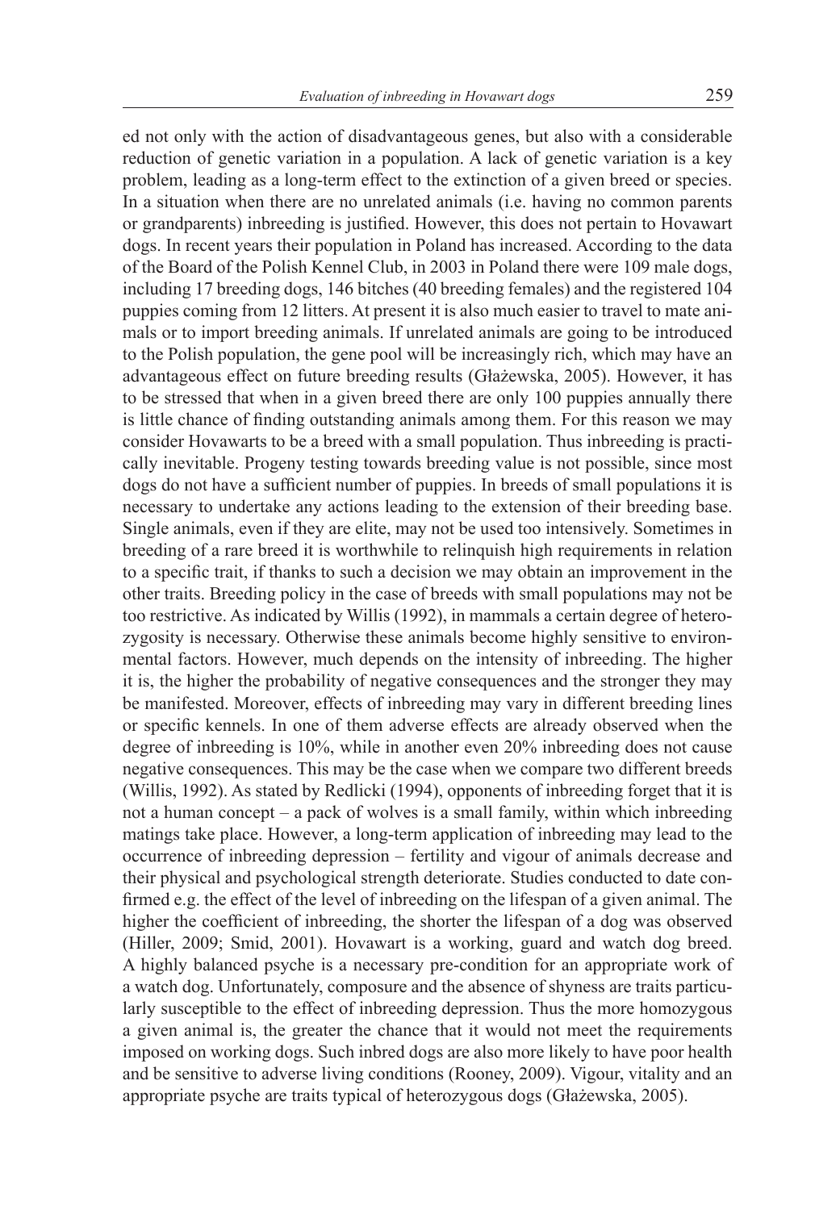ed not only with the action of disadvantageous genes, but also with a considerable reduction of genetic variation in a population. A lack of genetic variation is a key problem, leading as a long-term effect to the extinction of a given breed or species. In a situation when there are no unrelated animals (i.e. having no common parents or grandparents) inbreeding is justified. However, this does not pertain to Hovawart dogs. In recent years their population in Poland has increased. According to the data of the Board of the Polish Kennel Club, in 2003 in Poland there were 109 male dogs, including 17 breeding dogs, 146 bitches (40 breeding females) and the registered 104 puppies coming from 12 litters. At present it is also much easier to travel to mate animals or to import breeding animals. If unrelated animals are going to be introduced to the Polish population, the gene pool will be increasingly rich, which may have an advantageous effect on future breeding results (Głażewska, 2005). However, it has to be stressed that when in a given breed there are only 100 puppies annually there is little chance of finding outstanding animals among them. For this reason we may consider Hovawarts to be a breed with a small population. Thus inbreeding is practically inevitable. Progeny testing towards breeding value is not possible, since most dogs do not have a sufficient number of puppies. In breeds of small populations it is necessary to undertake any actions leading to the extension of their breeding base. Single animals, even if they are elite, may not be used too intensively. Sometimes in breeding of a rare breed it is worthwhile to relinquish high requirements in relation to a specific trait, if thanks to such a decision we may obtain an improvement in the other traits. Breeding policy in the case of breeds with small populations may not be too restrictive. As indicated by Willis (1992), in mammals a certain degree of heterozygosity is necessary. Otherwise these animals become highly sensitive to environmental factors. However, much depends on the intensity of inbreeding. The higher it is, the higher the probability of negative consequences and the stronger they may be manifested. Moreover, effects of inbreeding may vary in different breeding lines or specific kennels. In one of them adverse effects are already observed when the degree of inbreeding is 10%, while in another even 20% inbreeding does not cause negative consequences. This may be the case when we compare two different breeds (Willis, 1992). As stated by Redlicki (1994), opponents of inbreeding forget that it is not a human concept – a pack of wolves is a small family, within which inbreeding matings take place. However, a long-term application of inbreeding may lead to the occurrence of inbreeding depression – fertility and vigour of animals decrease and their physical and psychological strength deteriorate. Studies conducted to date confirmed e.g. the effect of the level of inbreeding on the lifespan of a given animal. The higher the coefficient of inbreeding, the shorter the lifespan of a dog was observed (Hiller, 2009; Smid, 2001). Hovawart is a working, guard and watch dog breed. A highly balanced psyche is a necessary pre-condition for an appropriate work of a watch dog. Unfortunately, composure and the absence of shyness are traits particularly susceptible to the effect of inbreeding depression. Thus the more homozygous a given animal is, the greater the chance that it would not meet the requirements imposed on working dogs. Such inbred dogs are also more likely to have poor health and be sensitive to adverse living conditions (Rooney, 2009). Vigour, vitality and an appropriate psyche are traits typical of heterozygous dogs (Głażewska, 2005).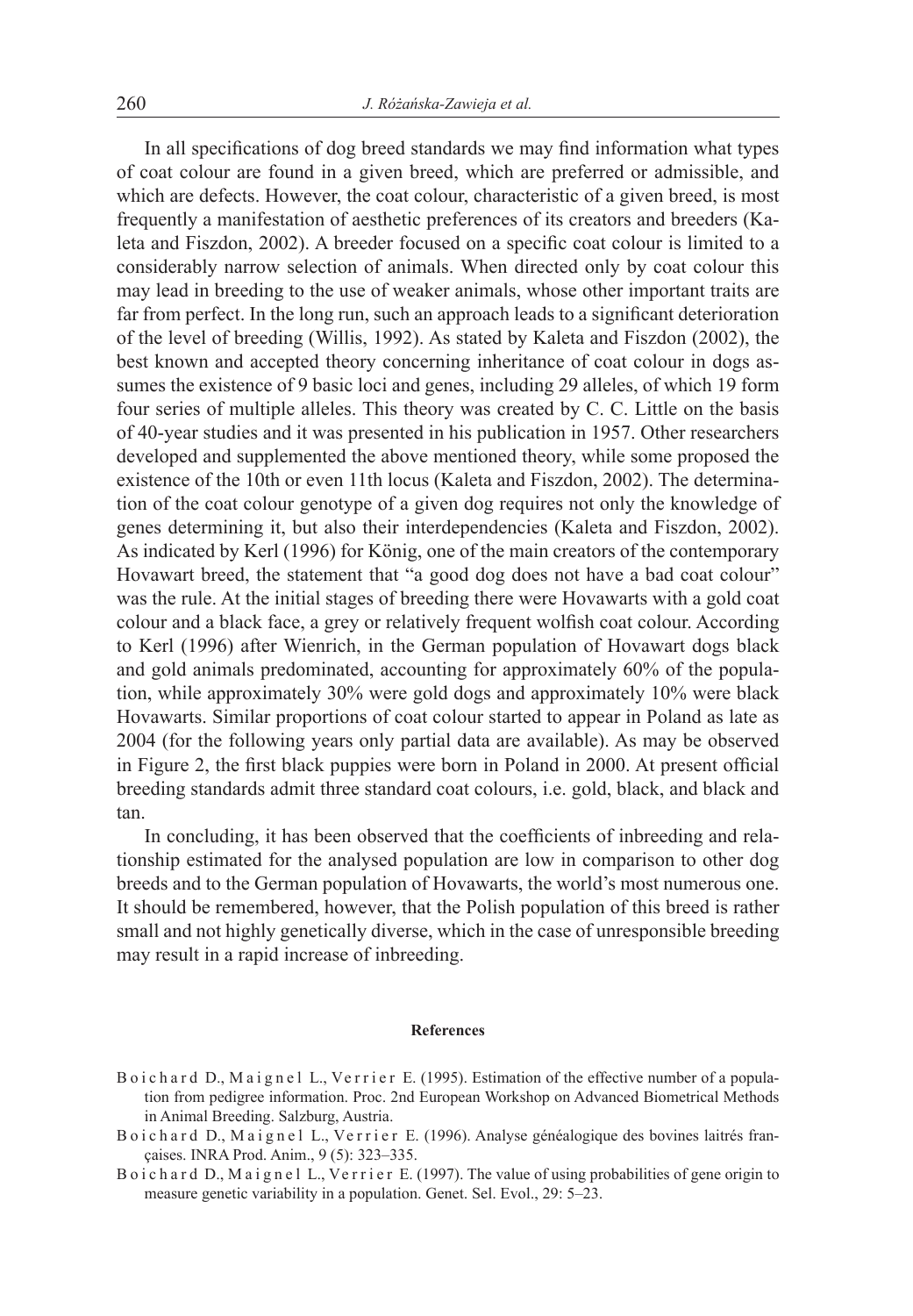In all specifications of dog breed standards we may find information what types of coat colour are found in a given breed, which are preferred or admissible, and which are defects. However, the coat colour, characteristic of a given breed, is most frequently a manifestation of aesthetic preferences of its creators and breeders (Kaleta and Fiszdon, 2002). A breeder focused on a specific coat colour is limited to a considerably narrow selection of animals. When directed only by coat colour this may lead in breeding to the use of weaker animals, whose other important traits are far from perfect. In the long run, such an approach leads to a significant deterioration of the level of breeding (Willis, 1992). As stated by Kaleta and Fiszdon (2002), the best known and accepted theory concerning inheritance of coat colour in dogs assumes the existence of 9 basic loci and genes, including 29 alleles, of which 19 form four series of multiple alleles. This theory was created by C. C. Little on the basis of 40-year studies and it was presented in his publication in 1957. Other researchers developed and supplemented the above mentioned theory, while some proposed the existence of the 10th or even 11th locus (Kaleta and Fiszdon, 2002). The determination of the coat colour genotype of a given dog requires not only the knowledge of genes determining it, but also their interdependencies (Kaleta and Fiszdon, 2002). As indicated by Kerl (1996) for König, one of the main creators of the contemporary Hovawart breed, the statement that "a good dog does not have a bad coat colour" was the rule. At the initial stages of breeding there were Hovawarts with a gold coat colour and a black face, a grey or relatively frequent wolfish coat colour. According to Kerl (1996) after Wienrich, in the German population of Hovawart dogs black and gold animals predominated, accounting for approximately 60% of the population, while approximately 30% were gold dogs and approximately 10% were black Hovawarts. Similar proportions of coat colour started to appear in Poland as late as 2004 (for the following years only partial data are available). As may be observed in Figure 2, the first black puppies were born in Poland in 2000. At present official breeding standards admit three standard coat colours, i.e. gold, black, and black and tan.

In concluding, it has been observed that the coefficients of inbreeding and relationship estimated for the analysed population are low in comparison to other dog breeds and to the German population of Hovawarts, the world's most numerous one. It should be remembered, however, that the Polish population of this breed is rather small and not highly genetically diverse, which in the case of unresponsible breeding may result in a rapid increase of inbreeding.

## References

Boichard D., Maignel L., Verrier E. (1995). Estimation of the effective number of a population from pedigree information. Proc. 2nd European Workshop on Advanced Biometrical Methods in Animal Breeding. Salzburg, Austria.

Boichard D., Maignel L., Verrier E. (1996). Analyse généalogique des bovines laitrés françaises. INRA Prod. Anim., 9 (5): 323–335.

Boichard D., Maignel L., Verrier E. (1997). The value of using probabilities of gene origin to measure genetic variability in a population. Genet. Sel. Evol., 29: 5–23.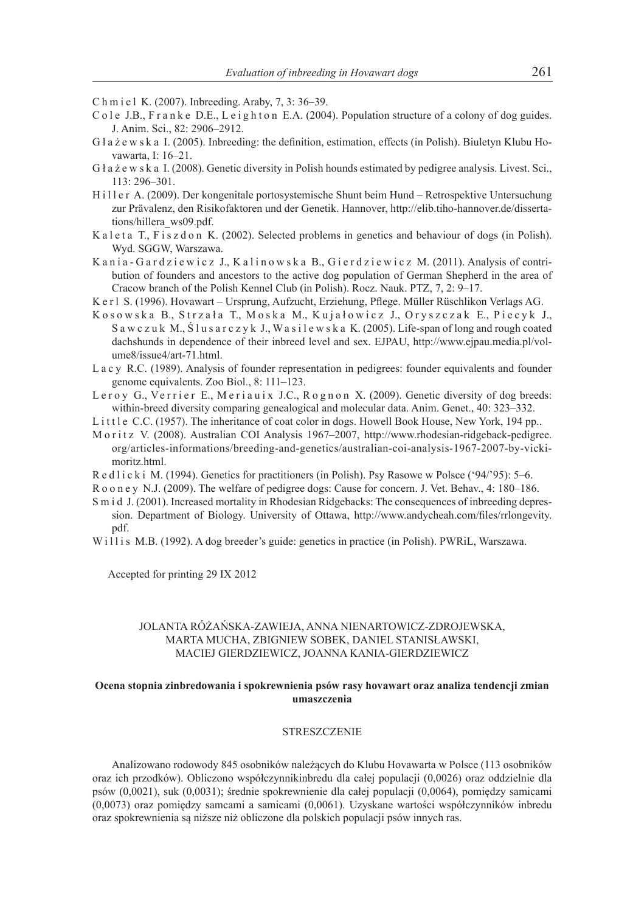Chmiel K. (2007). Inbreeding. Araby, 7, 3: 36–39.

Cole J.B., Franke D.E., Leighton E.A. (2004). Population structure of a colony of dog guides. J. Anim. Sci., 82: 2906–2912.

Głażewska I. (2005). Inbreeding: the definition, estimation, effects (in Polish). Biuletyn Klubu Hovawarta, I: 16–21.

Głażewska I. (2008). Genetic diversity in Polish hounds estimated by pedigree analysis. Livest. Sci., 113: 296–301.

Hiller A. (2009). Der kongenitale portosystemische Shunt beim Hund – Retrospektive Untersuchung zur Prävalenz, den Risikofaktoren und der Genetik. Hannover, http://elib.tiho-hannover.de/dissertations/hillera_ws09.pdf.

Kaleta T., Fiszdon K. (2002). Selected problems in genetics and behaviour of dogs (in Polish). Wyd. SGGW, Warszawa.

Kania-Gardziewicz J., Kalinowska B., Gierdziewicz M. (2011). Analysis of contribution of founders and ancestors to the active dog population of German Shepherd in the area of Cracow branch of the Polish Kennel Club (in Polish). Rocz. Nauk. PTZ, 7, 2: 9–17.

Kerl S. (1996). Hovawart – Ursprung, Aufzucht, Erziehung, Pflege. Müller Rüschlikon Verlags AG.

Kosowska B., Strzała T., Moska M., Kujałowicz J., Oryszczak E., Piecyk J., Sawczuk M., Ślusarczyk J., Wasilewska K. (2005). Life-span of long and rough coated dachshunds in dependence of their inbreed level and sex. EJPAU, http://www.ejpau.media.pl/volume8/issue4/art-71.html.

Lacy R.C. (1989). Analysis of founder representation in pedigrees: founder equivalents and founder genome equivalents. Zoo Biol., 8: 111–123.

Leroy G., Verrier E., Meriauix J.C., Rognon X. (2009). Genetic diversity of dog breeds: within-breed diversity comparing genealogical and molecular data. Anim. Genet., 40: 323–332.

Little C.C. (1957). The inheritance of coat color in dogs. Howell Book House, New York, 194 pp..

Moritz V. (2008). Australian COI Analysis 1967–2007, http://www.rhodesian-ridgeback-pedigree.org/articles-informations/breeding-and-genetics/australian-coi-analysis-1967-2007-by-vicki-moritz.html.

Redlicki M. (1994). Genetics for practitioners (in Polish). Psy Rasowe w Polsce ('94/'95): 5–6.

Rooney N.J. (2009). The welfare of pedigree dogs: Cause for concern. J. Vet. Behav., 4: 180–186.

Smid J. (2001). Increased mortality in Rhodesian Ridgebacks: The consequences of inbreeding depression. Department of Biology. University of Ottawa, http://www.andycheah.com/files/rrlongevity.pdf.

Willis M.B. (1992). A dog breeder's guide: genetics in practice (in Polish). PWRiL, Warszawa.

Accepted for printing 29 IX 2012

JOLANTA RÓŻAŃSKA-ZAWIEJA, ANNA NIENARTOWICZ-ZDROJEWSKA, MARTA MUCHA, ZBIGNIEW SOBEK, DANIEL STANISŁAWSKI, MACIEJ GIERDZIEWICZ, JOANNA KANIA-GIERDZIEWICZ

**Ocena stopnia zinbredowania i spokrewnienia psów rasy hovawart oraz analiza tendencji zmian umaszczenia**

STRESZCZENIE

Analizowano rodowody 845 osobników należących do Klubu Hovawarta w Polsce (113 osobników oraz ich przodków). Obliczono współczynnikinbredu dla całej populacji (0,0026) oraz oddzielnie dla psów (0,0021), suk (0,0031); średnie spokrewnienie dla całej populacji (0,0064), pomiędzy samicami (0,0073) oraz pomiędzy samcami a samicami (0,0061). Uzyskane wartości współczynników inbredu oraz spokrewnienia są niższe niż obliczone dla polskich populacji psów innych ras.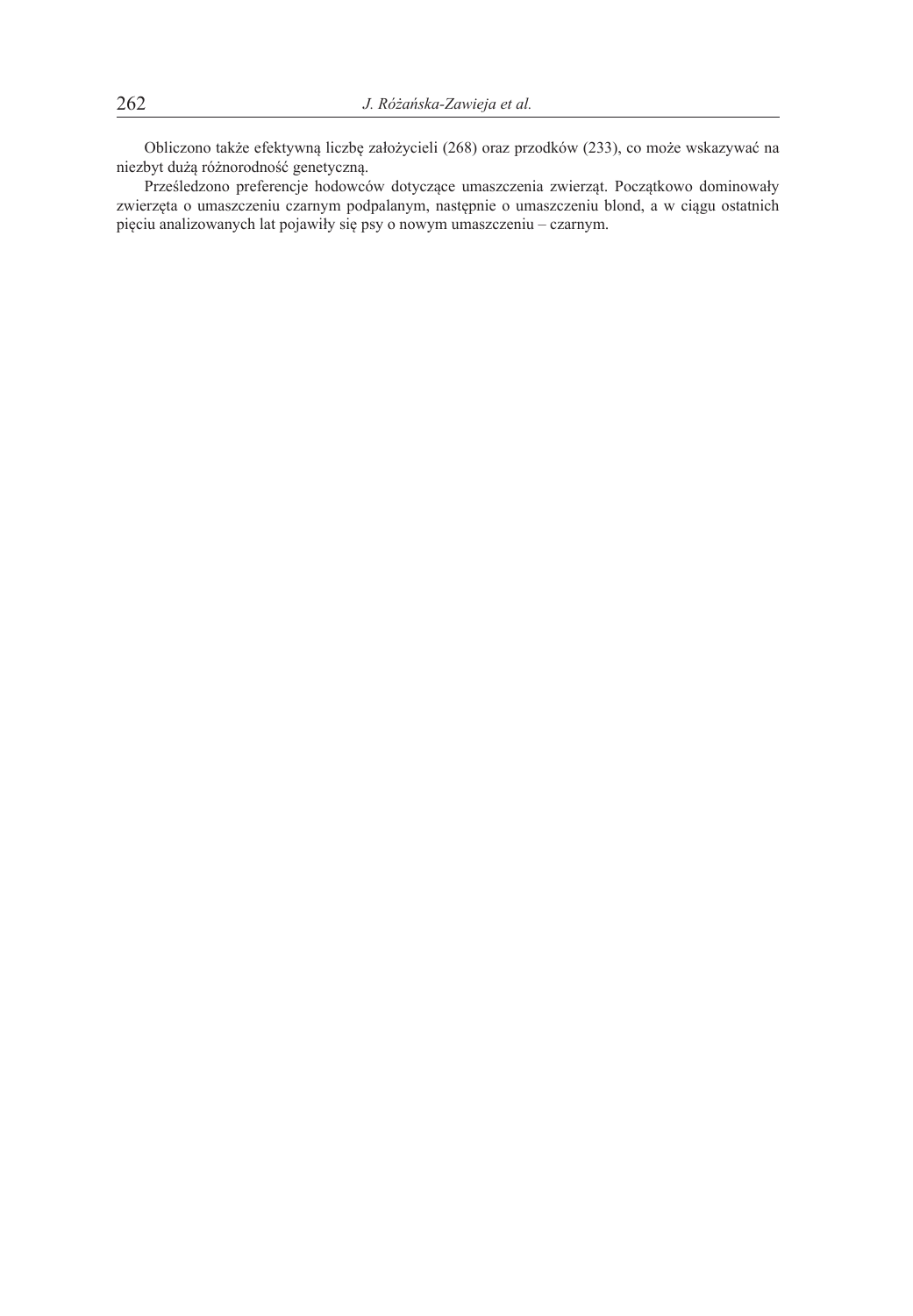Obliczono także efektywną liczbę założycieli (268) oraz przodków (233), co może wskazywać na niezbyt dużą różnorodność genetyczną.

Prześledzono preferencje hodowców dotyczące umaszczenia zwierząt. Początkowo dominowały zwierzęta o umaszczeniu czarnym podpalanym, następnie o umaszczeniu blond, a w ciągu ostatnich pięciu analizowanych lat pojawiły się psy o nowym umaszczeniu – czarnym.